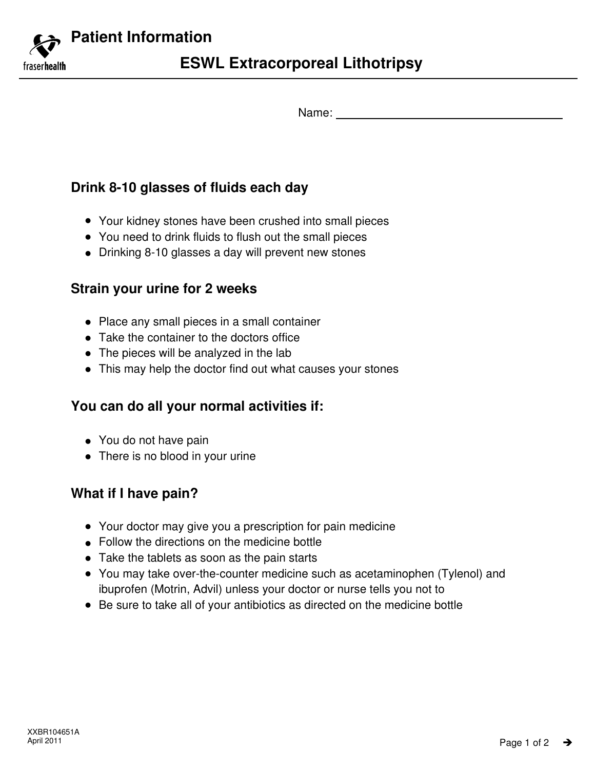# Patient Information

## ESWL Extracorporeal Lithotripsy

Name: ______________________________

### Drink 8-10 glasses of fluids each day

- Your kidney stones have been crushed into small pieces
- You need to drink fluids to flush out the small pieces
- Drinking 8-10 glasses a day will prevent new stones

### Strain your urine for 2 weeks

- Place any small pieces in a small container
- Take the container to the doctors office
- The pieces will be analyzed in the lab
- This may help the doctor find out what causes your stones

### You can do all your normal activities if:

- You do not have pain
- There is no blood in your urine

### What if I have pain?

- Your doctor may give you a prescription for pain medicine
- Follow the directions on the medicine bottle
- Take the tablets as soon as the pain starts
- You may take over-the-counter medicine such as acetaminophen (Tylenol) and ibuprofen (Motrin, Advil) unless your doctor or nurse tells you not to
- Be sure to take all of your antibiotics as directed on the medicine bottle

XXBR104651A
April 2011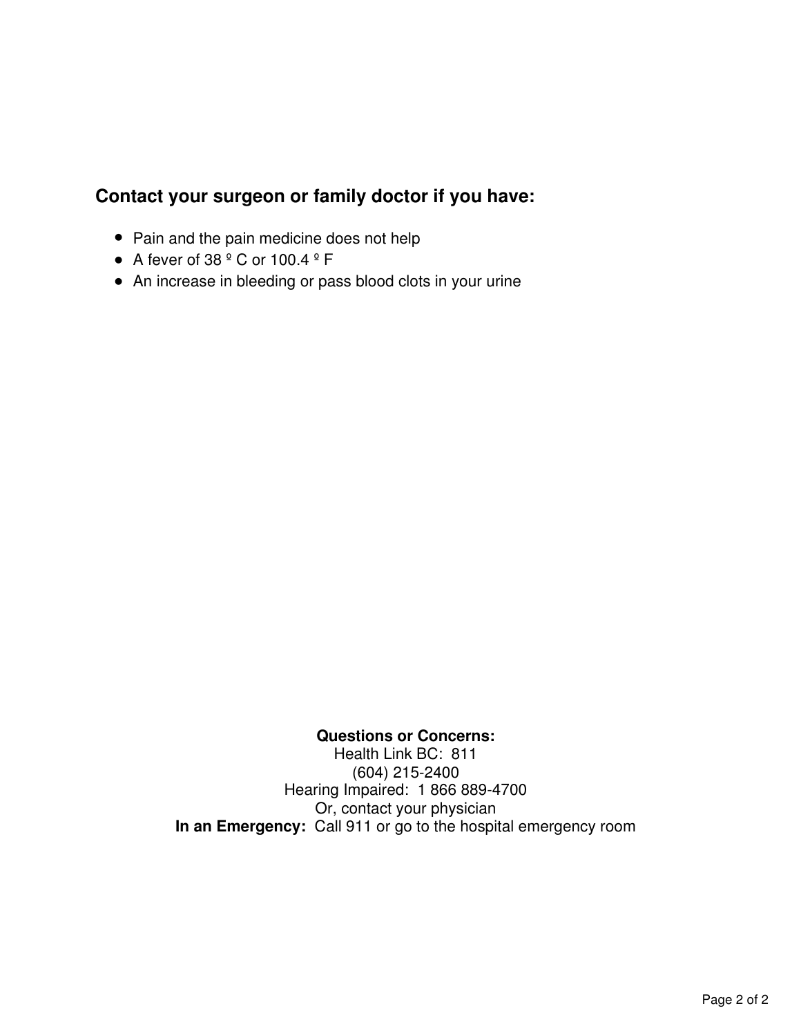## Contact your surgeon or family doctor if you have:

- Pain and the pain medicine does not help
- A fever of 38 º C or 100.4 º F
- An increase in bleeding or pass blood clots in your urine

**Questions or Concerns:**
Health Link BC: 811
(604) 215-2400
Hearing Impaired: 1 866 889-4700
Or, contact your physician
**In an Emergency:** Call 911 or go to the hospital emergency room